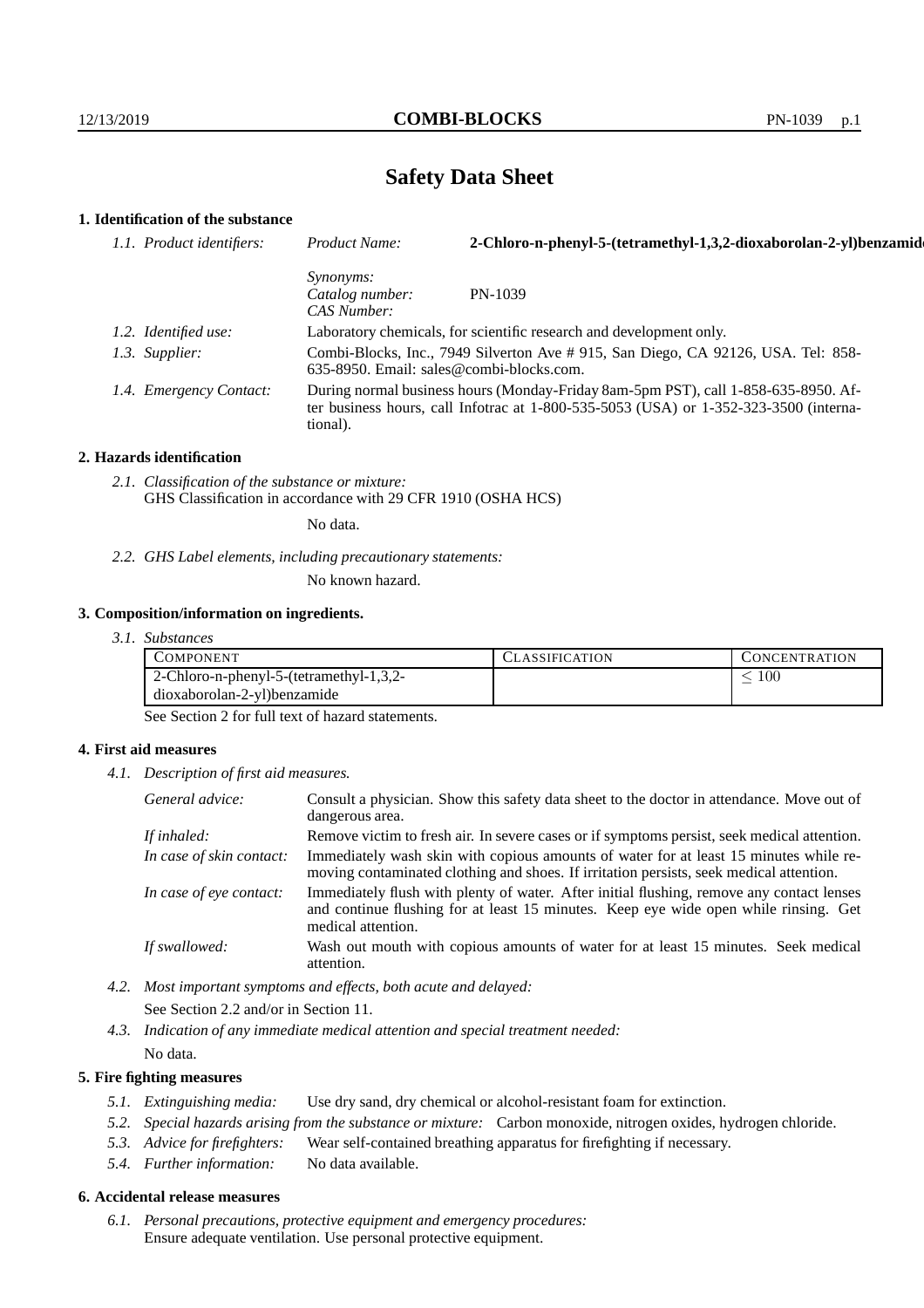# Safety Data Sheet

## 1. Identification of the substance

*1.1. Product identifiers:*
*Product Name:* **2-Chloro-n-phenyl-5-(tetramethyl-1,3,2-dioxaborolan-2-yl)benzamide**

*Synonyms:*
*Catalog number:* PN-1039
*CAS Number:*

*1.2. Identified use:* Laboratory chemicals, for scientific research and development only.

*1.3. Supplier:* Combi-Blocks, Inc., 7949 Silverton Ave # 915, San Diego, CA 92126, USA. Tel: 858-635-8950. Email: sales@combi-blocks.com.

*1.4. Emergency Contact:* During normal business hours (Monday-Friday 8am-5pm PST), call 1-858-635-8950. After business hours, call Infotrac at 1-800-535-5053 (USA) or 1-352-323-3500 (international).

## 2. Hazards identification

*2.1. Classification of the substance or mixture:*
GHS Classification in accordance with 29 CFR 1910 (OSHA HCS)

No data.

*2.2. GHS Label elements, including precautionary statements:*

No known hazard.

## 3. Composition/information on ingredients.

*3.1. Substances*

| COMPONENT | CLASSIFICATION | CONCENTRATION |
|---|---|---|
| 2-Chloro-n-phenyl-5-(tetramethyl-1,3,2-dioxaborolan-2-yl)benzamide | | $\leq 100$ |

See Section 2 for full text of hazard statements.

## 4. First aid measures

*4.1. Description of first aid measures.*

*General advice:* Consult a physician. Show this safety data sheet to the doctor in attendance. Move out of dangerous area.

*If inhaled:* Remove victim to fresh air. In severe cases or if symptoms persist, seek medical attention.

*In case of skin contact:* Immediately wash skin with copious amounts of water for at least 15 minutes while removing contaminated clothing and shoes. If irritation persists, seek medical attention.

*In case of eye contact:* Immediately flush with plenty of water. After initial flushing, remove any contact lenses and continue flushing for at least 15 minutes. Keep eye wide open while rinsing. Get medical attention.

*If swallowed:* Wash out mouth with copious amounts of water for at least 15 minutes. Seek medical attention.

*4.2. Most important symptoms and effects, both acute and delayed:*

See Section 2.2 and/or in Section 11.

*4.3. Indication of any immediate medical attention and special treatment needed:*

No data.

## 5. Fire fighting measures

*5.1. Extinguishing media:* Use dry sand, dry chemical or alcohol-resistant foam for extinction.

*5.2. Special hazards arising from the substance or mixture:* Carbon monoxide, nitrogen oxides, hydrogen chloride.

*5.3. Advice for firefighters:* Wear self-contained breathing apparatus for firefighting if necessary.

*5.4. Further information:* No data available.

## 6. Accidental release measures

*6.1. Personal precautions, protective equipment and emergency procedures:*
Ensure adequate ventilation. Use personal protective equipment.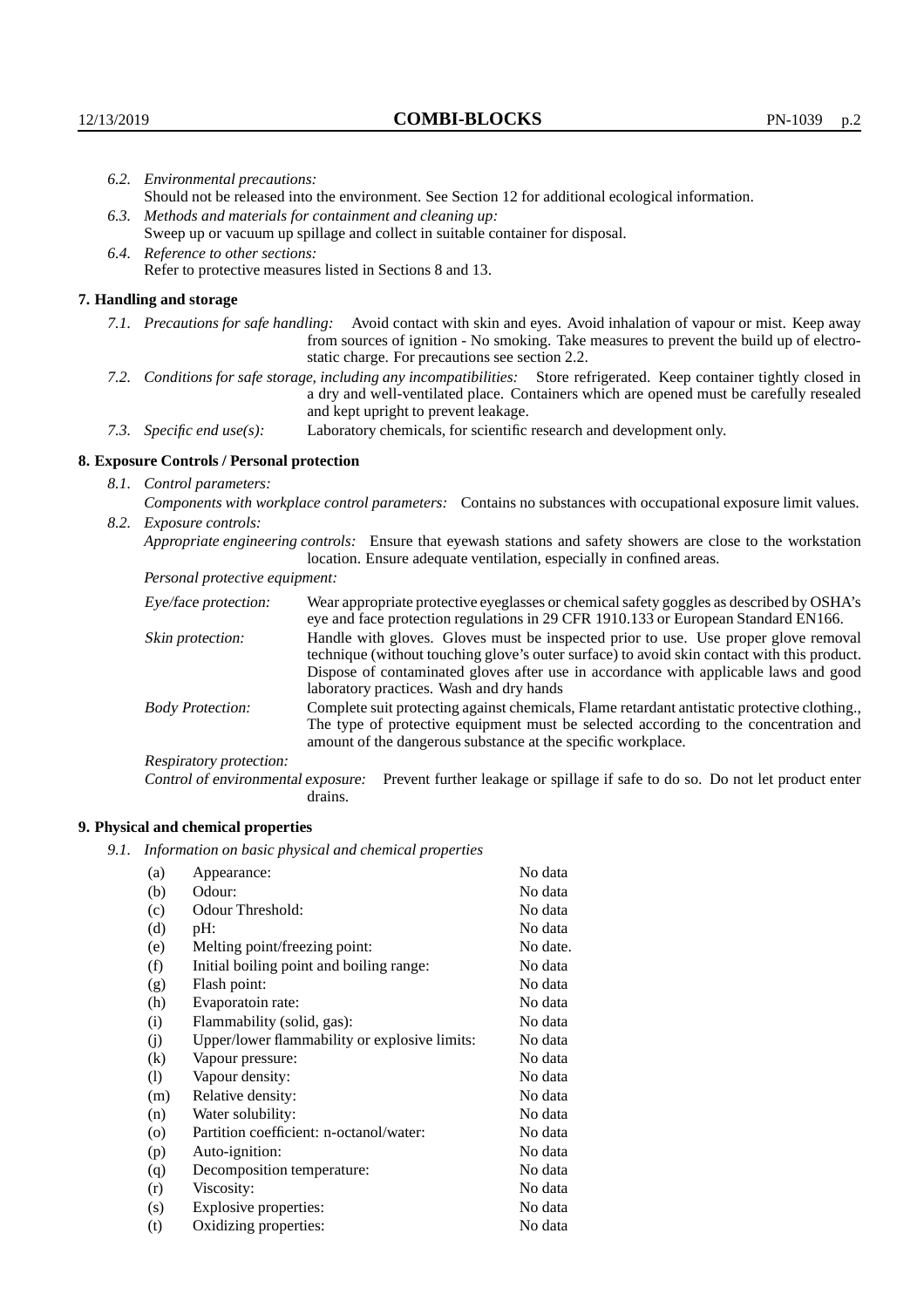*6.2. Environmental precautions:*
Should not be released into the environment. See Section 12 for additional ecological information.

*6.3. Methods and materials for containment and cleaning up:*
Sweep up or vacuum up spillage and collect in suitable container for disposal.

*6.4. Reference to other sections:*
Refer to protective measures listed in Sections 8 and 13.

## 7. Handling and storage

*7.1. Precautions for safe handling:* Avoid contact with skin and eyes. Avoid inhalation of vapour or mist. Keep away from sources of ignition - No smoking. Take measures to prevent the build up of electrostatic charge. For precautions see section 2.2.

*7.2. Conditions for safe storage, including any incompatibilities:* Store refrigerated. Keep container tightly closed in a dry and well-ventilated place. Containers which are opened must be carefully resealed and kept upright to prevent leakage.

*7.3. Specific end use(s):* Laboratory chemicals, for scientific research and development only.

## 8. Exposure Controls / Personal protection

*8.1. Control parameters:*

*Components with workplace control parameters:* Contains no substances with occupational exposure limit values.

*8.2. Exposure controls:*

*Appropriate engineering controls:* Ensure that eyewash stations and safety showers are close to the workstation location. Ensure adequate ventilation, especially in confined areas.

*Personal protective equipment:*

*Eye/face protection:* Wear appropriate protective eyeglasses or chemical safety goggles as described by OSHA's eye and face protection regulations in 29 CFR 1910.133 or European Standard EN166.

*Skin protection:* Handle with gloves. Gloves must be inspected prior to use. Use proper glove removal technique (without touching glove's outer surface) to avoid skin contact with this product. Dispose of contaminated gloves after use in accordance with applicable laws and good laboratory practices. Wash and dry hands

*Body Protection:* Complete suit protecting against chemicals, Flame retardant antistatic protective clothing., The type of protective equipment must be selected according to the concentration and amount of the dangerous substance at the specific workplace.

*Respiratory protection:*

*Control of environmental exposure:* Prevent further leakage or spillage if safe to do so. Do not let product enter drains.

## 9. Physical and chemical properties

*9.1. Information on basic physical and chemical properties*

| | | |
|---|---|---|
| (a) | Appearance: | No data |
| (b) | Odour: | No data |
| (c) | Odour Threshold: | No data |
| (d) | pH: | No data |
| (e) | Melting point/freezing point: | No date. |
| (f) | Initial boiling point and boiling range: | No data |
| (g) | Flash point: | No data |
| (h) | Evaporatoin rate: | No data |
| (i) | Flammability (solid, gas): | No data |
| (j) | Upper/lower flammability or explosive limits: | No data |
| (k) | Vapour pressure: | No data |
| (l) | Vapour density: | No data |
| (m) | Relative density: | No data |
| (n) | Water solubility: | No data |
| (o) | Partition coefficient: n-octanol/water: | No data |
| (p) | Auto-ignition: | No data |
| (q) | Decomposition temperature: | No data |
| (r) | Viscosity: | No data |
| (s) | Explosive properties: | No data |
| (t) | Oxidizing properties: | No data |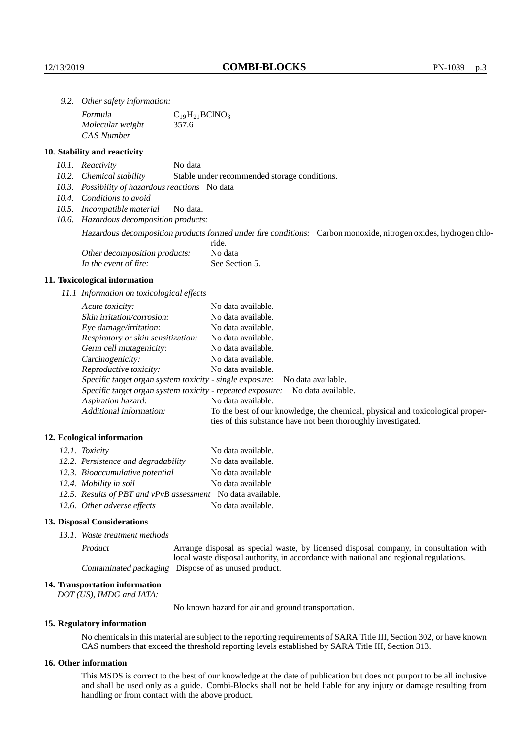*9.2. Other safety information:*

| | |
|---|---|
| *Formula* | $C_{19}H_{21}BClNO_3$ |
| *Molecular weight* | 357.6 |
| *CAS Number* | |

## 10. Stability and reactivity

*10.1. Reactivity* No data

*10.2. Chemical stability* Stable under recommended storage conditions.

*10.3. Possibility of hazardous reactions* No data

*10.4. Conditions to avoid*

*10.5. Incompatible material* No data.

*10.6. Hazardous decomposition products:*

*Hazardous decomposition products formed under fire conditions:* Carbon monoxide, nitrogen oxides, hydrogen chloride.

*Other decomposition products:* No data

*In the event of fire:* See Section 5.

## 11. Toxicological information

*11.1 Information on toxicological effects*

| | |
|---|---|
| *Acute toxicity:* | No data available. |
| *Skin irritation/corrosion:* | No data available. |
| *Eye damage/irritation:* | No data available. |
| *Respiratory or skin sensitization:* | No data available. |
| *Germ cell mutagenicity:* | No data available. |
| *Carcinogenicity:* | No data available. |
| *Reproductive toxicity:* | No data available. |
| *Specific target organ system toxicity - single exposure:* | No data available. |
| *Specific target organ system toxicity - repeated exposure:* | No data available. |
| *Aspiration hazard:* | No data available. |
| *Additional information:* | To the best of our knowledge, the chemical, physical and toxicological properties of this substance have not been thoroughly investigated. |

## 12. Ecological information

| | |
|---|---|
| *12.1. Toxicity* | No data available. |
| *12.2. Persistence and degradability* | No data available. |
| *12.3. Bioaccumulative potential* | No data available |
| *12.4. Mobility in soil* | No data available |
| *12.5. Results of PBT and vPvB assessment* | No data available. |
| *12.6. Other adverse effects* | No data available. |

## 13. Disposal Considerations

*13.1. Waste treatment methods*

*Product* Arrange disposal as special waste, by licensed disposal company, in consultation with local waste disposal authority, in accordance with national and regional regulations.

*Contaminated packaging* Dispose of as unused product.

## 14. Transportation information

*DOT (US), IMDG and IATA:*

No known hazard for air and ground transportation.

## 15. Regulatory information

No chemicals in this material are subject to the reporting requirements of SARA Title III, Section 302, or have known CAS numbers that exceed the threshold reporting levels established by SARA Title III, Section 313.

## 16. Other information

This MSDS is correct to the best of our knowledge at the date of publication but does not purport to be all inclusive and shall be used only as a guide. Combi-Blocks shall not be held liable for any injury or damage resulting from handling or from contact with the above product.